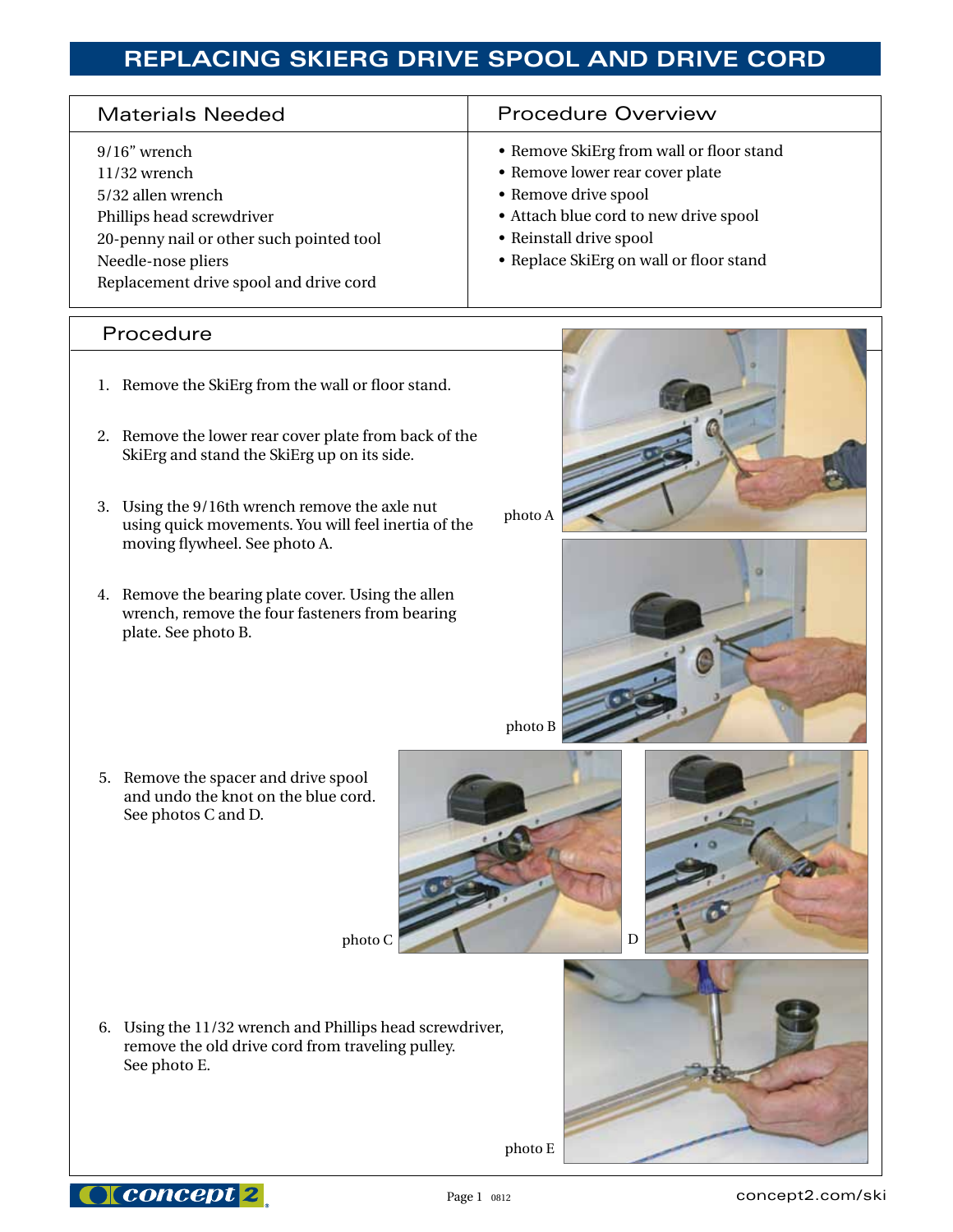# REPLACING SKIERG DRIVE SPOOL AND DRIVE CORD

| Materials Needed | Procedure Overview |
|---|---|
| 9/16” wrench<br>11/32 wrench<br>5/32 allen wrench<br>Phillips head screwdriver<br>20-penny nail or other such pointed tool<br>Needle-nose pliers<br>Replacement drive spool and drive cord | • Remove SkiErg from wall or floor stand<br>• Remove lower rear cover plate<br>• Remove drive spool<br>• Attach blue cord to new drive spool<br>• Reinstall drive spool<br>• Replace SkiErg on wall or floor stand |

## Procedure

1. Remove the SkiErg from the wall or floor stand.

2. Remove the lower rear cover plate from back of the SkiErg and stand the SkiErg up on its side.

3. Using the 9/16th wrench remove the axle nut using quick movements. You will feel inertia of the moving flywheel. See photo A.

photo A

4. Remove the bearing plate cover. Using the allen wrench, remove the four fasteners from bearing plate. See photo B.

photo B

5. Remove the spacer and drive spool and undo the knot on the blue cord. See photos C and D.

photo C

D

6. Using the 11/32 wrench and Phillips head screwdriver, remove the old drive cord from traveling pulley. See photo E.

photo E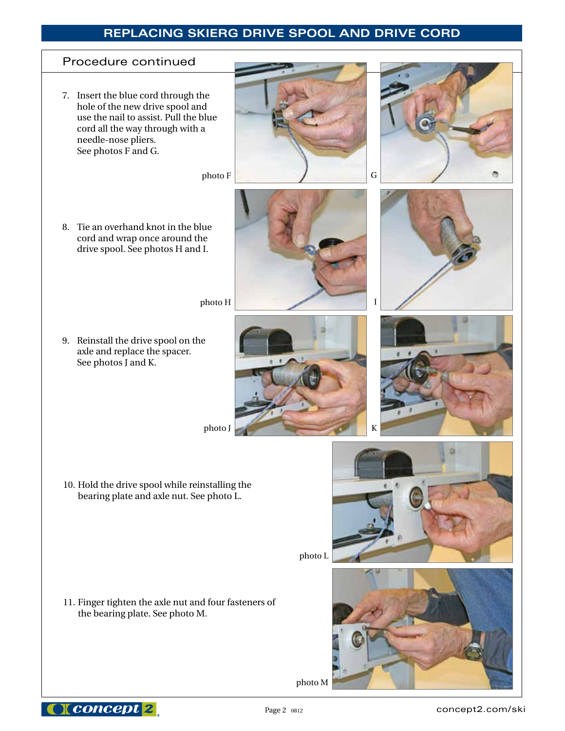# REPLACING SKIERG DRIVE SPOOL AND DRIVE CORD

## Procedure continued

7. Insert the blue cord through the hole of the new drive spool and use the nail to assist. Pull the blue cord all the way through with a needle-nose pliers. See photos F and G.

photo F

G

8. Tie an overhand knot in the blue cord and wrap once around the drive spool. See photos H and I.

photo H

I

9. Reinstall the drive spool on the axle and replace the spacer. See photos J and K.

photo J

K

10. Hold the drive spool while reinstalling the bearing plate and axle nut. See photo L.

photo L

11. Finger tighten the axle nut and four fasteners of the bearing plate. See photo M.

photo M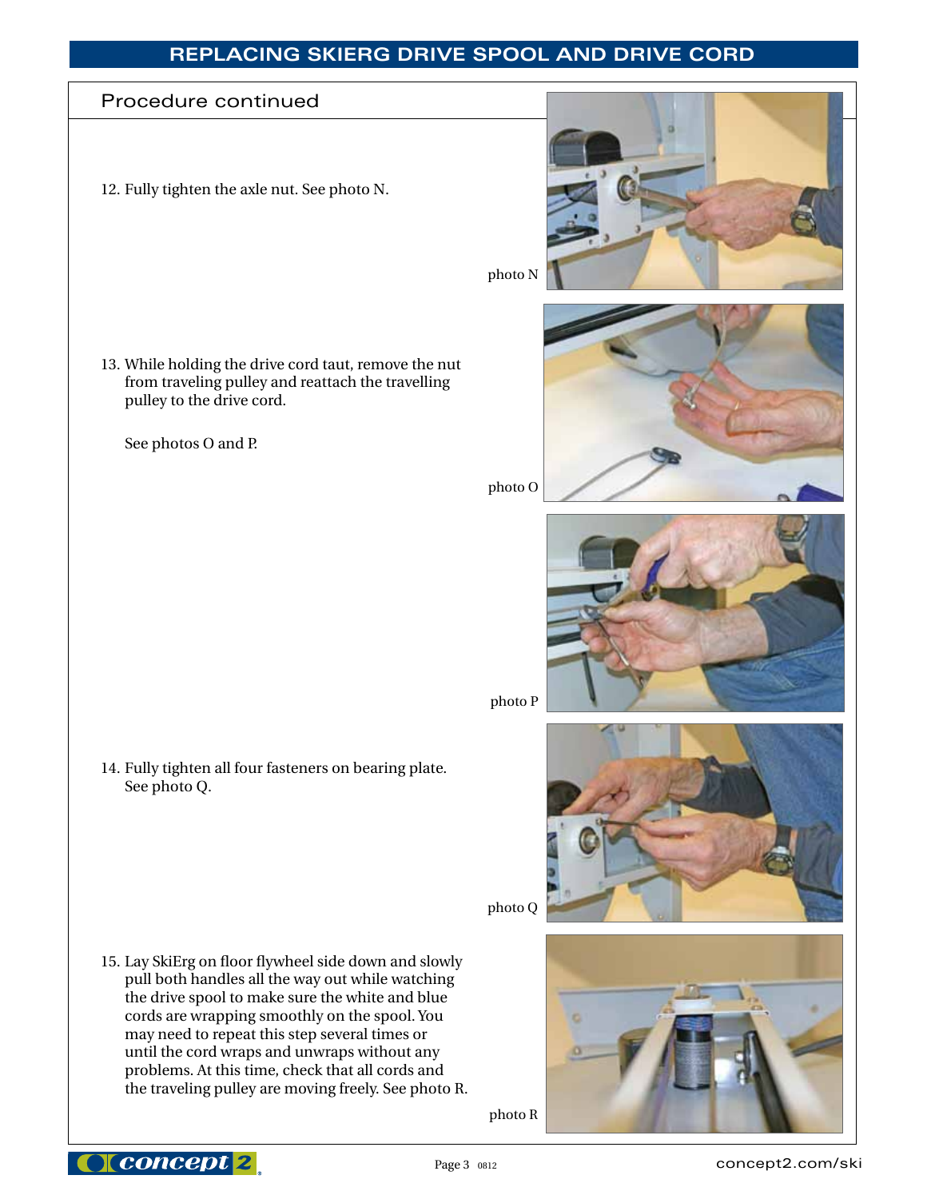## Procedure continued

12. Fully tighten the axle nut. See photo N.

photo N

13. While holding the drive cord taut, remove the nut from traveling pulley and reattach the travelling pulley to the drive cord.

    See photos O and P.

photo O

photo P

14. Fully tighten all four fasteners on bearing plate. See photo Q.

photo Q

15. Lay SkiErg on floor flywheel side down and slowly pull both handles all the way out while watching the drive spool to make sure the white and blue cords are wrapping smoothly on the spool. You may need to repeat this step several times or until the cord wraps and unwraps without any problems. At this time, check that all cords and the traveling pulley are moving freely. See photo R.

photo R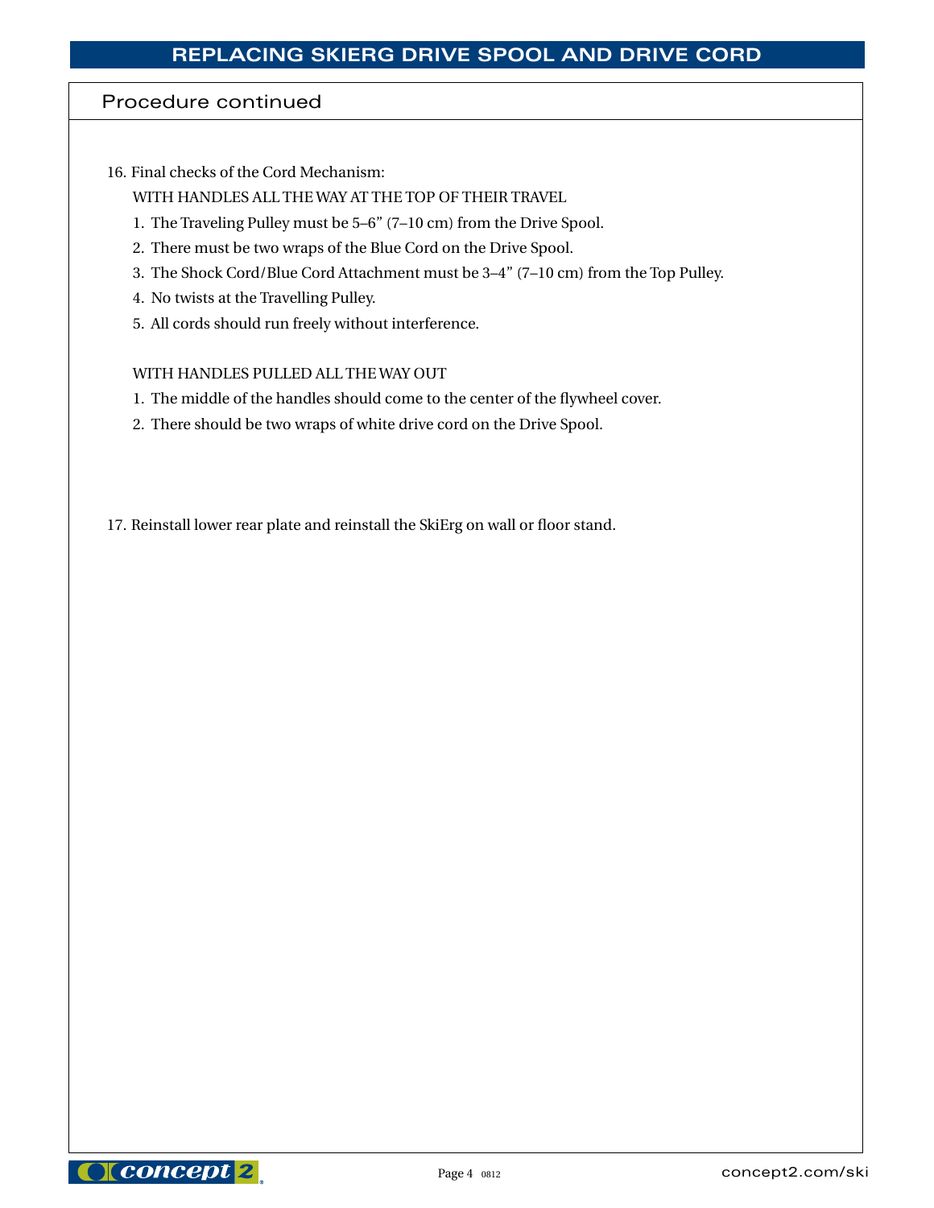## REPLACING SKIERG DRIVE SPOOL AND DRIVE CORD

### Procedure continued

16. Final checks of the Cord Mechanism:

    WITH HANDLES ALL THE WAY AT THE TOP OF THEIR TRAVEL

    1. The Traveling Pulley must be 5–6” (7–10 cm) from the Drive Spool.
    2. There must be two wraps of the Blue Cord on the Drive Spool.
    3. The Shock Cord/Blue Cord Attachment must be 3–4” (7–10 cm) from the Top Pulley.
    4. No twists at the Travelling Pulley.
    5. All cords should run freely without interference.

    WITH HANDLES PULLED ALL THE WAY OUT

    1. The middle of the handles should come to the center of the flywheel cover.
    2. There should be two wraps of white drive cord on the Drive Spool.

17. Reinstall lower rear plate and reinstall the SkiErg on wall or floor stand.